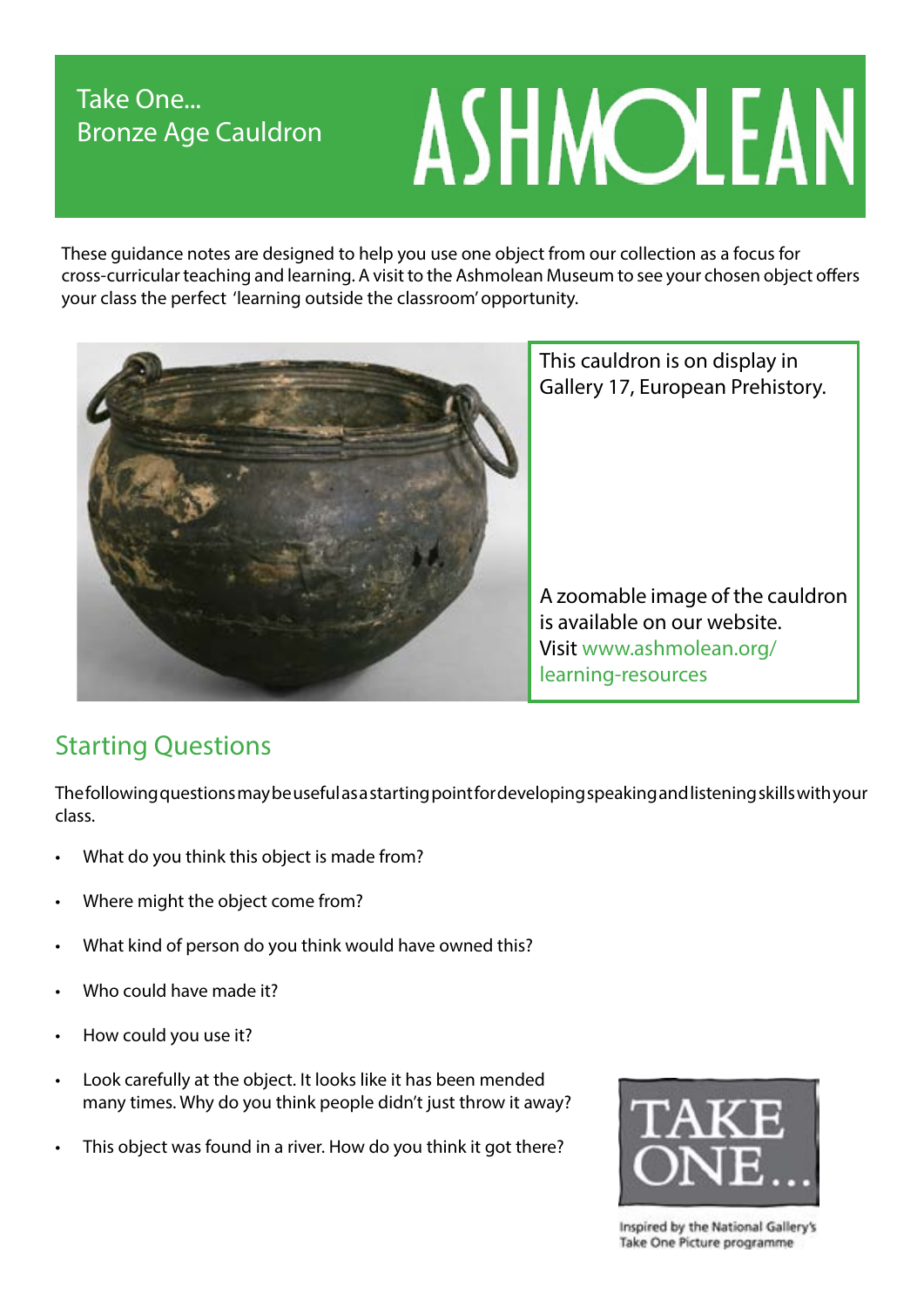# Take One... Bronze Age Cauldron

ASHMOLEAN

These guidance notes are designed to help you use one object from our collection as a focus for cross-curricular teaching and learning. A visit to the Ashmolean Museum to see your chosen object offers your class the perfect 'learning outside the classroom' opportunity.

This cauldron is on display in Gallery 17, European Prehistory.

A zoomable image of the cauldron is available on our website. Visit www.ashmolean.org/learning-resources

## Starting Questions

The following questions may be useful as a starting point for developing speaking and listening skills with your class.

- What do you think this object is made from?
- Where might the object come from?
- What kind of person do you think would have owned this?
- Who could have made it?
- How could you use it?
- Look carefully at the object. It looks like it has been mended many times. Why do you think people didn't just throw it away?
- This object was found in a river. How do you think it got there?

TAKE ONE...

Inspired by the National Gallery's Take One Picture programme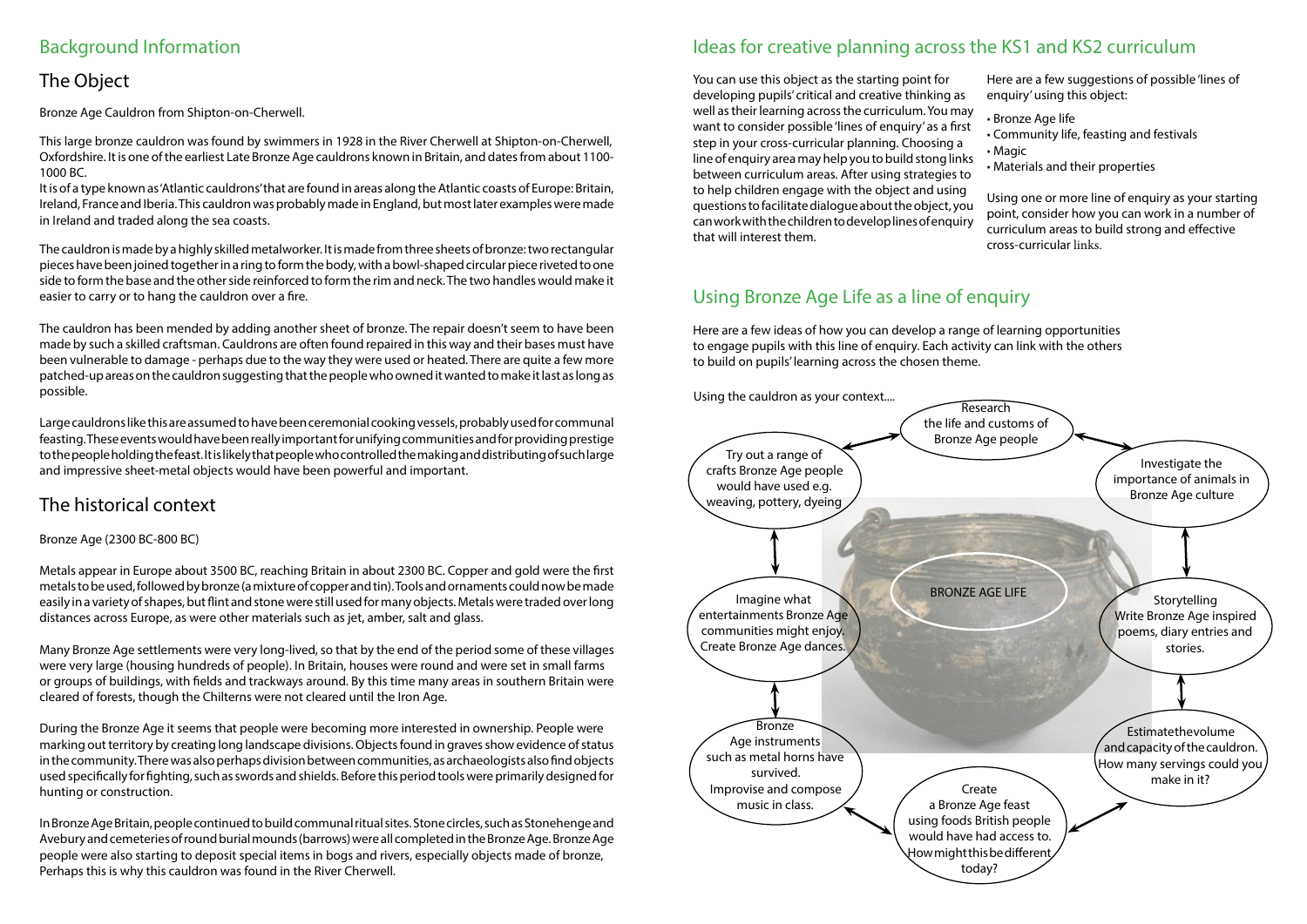# Background Information

## The Object

Bronze Age Cauldron from Shipton-on-Cherwell.

This large bronze cauldron was found by swimmers in 1928 in the River Cherwell at Shipton-on-Cherwell, Oxfordshire. It is one of the earliest Late Bronze Age cauldrons known in Britain, and dates from about 1100-1000 BC.
It is of a type known as 'Atlantic cauldrons' that are found in areas along the Atlantic coasts of Europe: Britain, Ireland, France and Iberia. This cauldron was probably made in England, but most later examples were made in Ireland and traded along the sea coasts.

The cauldron is made by a highly skilled metalworker. It is made from three sheets of bronze: two rectangular pieces have been joined together in a ring to form the body, with a bowl-shaped circular piece riveted to one side to form the base and the other side reinforced to form the rim and neck. The two handles would make it easier to carry or to hang the cauldron over a fire.

The cauldron has been mended by adding another sheet of bronze. The repair doesn't seem to have been made by such a skilled craftsman. Cauldrons are often found repaired in this way and their bases must have been vulnerable to damage - perhaps due to the way they were used or heated. There are quite a few more patched-up areas on the cauldron suggesting that the people who owned it wanted to make it last as long as possible.

Large cauldrons like this are assumed to have been ceremonial cooking vessels, probably used for communal feasting. These events would have been really important for unifying communities and for providing prestige to the people holding the feast. It is likely that people who controlled the making and distributing of such large and impressive sheet-metal objects would have been powerful and important.

## The historical context

Bronze Age (2300 BC-800 BC)

Metals appear in Europe about 3500 BC, reaching Britain in about 2300 BC. Copper and gold were the first metals to be used, followed by bronze (a mixture of copper and tin). Tools and ornaments could now be made easily in a variety of shapes, but flint and stone were still used for many objects. Metals were traded over long distances across Europe, as were other materials such as jet, amber, salt and glass.

Many Bronze Age settlements were very long-lived, so that by the end of the period some of these villages were very large (housing hundreds of people). In Britain, houses were round and were set in small farms or groups of buildings, with fields and trackways around. By this time many areas in southern Britain were cleared of forests, though the Chilterns were not cleared until the Iron Age.

During the Bronze Age it seems that people were becoming more interested in ownership. People were marking out territory by creating long landscape divisions. Objects found in graves show evidence of status in the community. There was also perhaps division between communities, as archaeologists also find objects used specifically for fighting, such as swords and shields. Before this period tools were primarily designed for hunting or construction.

In Bronze Age Britain, people continued to build communal ritual sites. Stone circles, such as Stonehenge and Avebury and cemeteries of round burial mounds (barrows) were all completed in the Bronze Age. Bronze Age people were also starting to deposit special items in bogs and rivers, especially objects made of bronze, Perhaps this is why this cauldron was found in the River Cherwell.

# Ideas for creative planning across the KS1 and KS2 curriculum

You can use this object as the starting point for developing pupils' critical and creative thinking as well as their learning across the curriculum. You may want to consider possible 'lines of enquiry' as a first step in your cross-curricular planning. Choosing a line of enquiry area may help you to build stong links between curriculum areas. After using strategies to to help children engage with the object and using questions to facilitate dialogue about the object, you can work with the children to develop lines of enquiry that will interest them.

Here are a few suggestions of possible 'lines of enquiry' using this object:

- Bronze Age life
- Community life, feasting and festivals
- Magic
- Materials and their properties

Using one or more line of enquiry as your starting point, consider how you can work in a number of curriculum areas to build strong and effective cross-curricular links.

## Using Bronze Age Life as a line of enquiry

Here are a few ideas of how you can develop a range of learning opportunities to engage pupils with this line of enquiry. Each activity can link with the others to build on pupils' learning across the chosen theme.

Using the cauldron as your context....

BRONZE AGE LIFE

- Research the life and customs of Bronze Age people
- Investigate the importance of animals in Bronze Age culture
- Storytelling: Write Bronze Age inspired poems, diary entries and stories.
- Estimate the volume and capacity of the cauldron. How many servings could you make in it?
- Create a Bronze Age feast using foods British people would have had access to. How might this be different today?
- Bronze Age instruments such as metal horns have survived. Improvise and compose music in class.
- Imagine what entertainments Bronze Age communities might enjoy. Create Bronze Age dances.
- Try out a range of crafts Bronze Age people would have used e.g. weaving, pottery, dyeing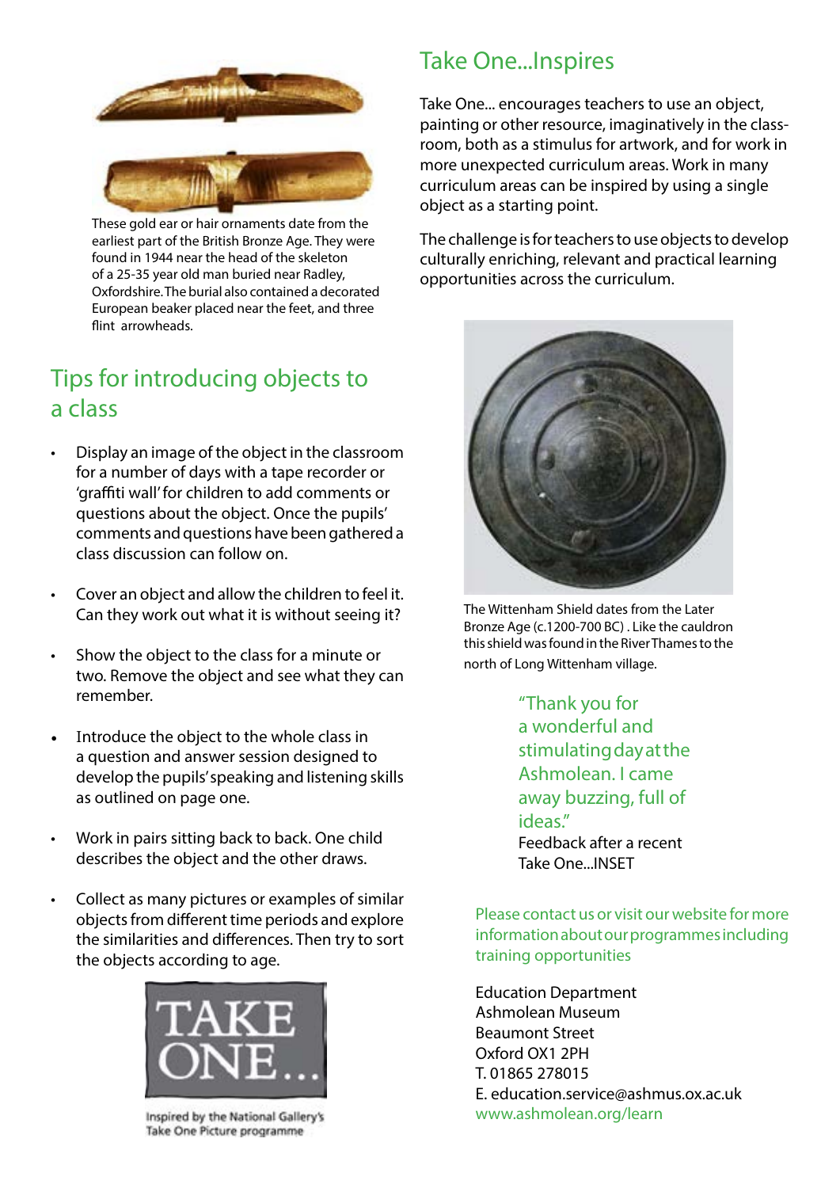These gold ear or hair ornaments date from the earliest part of the British Bronze Age. They were found in 1944 near the head of the skeleton of a 25-35 year old man buried near Radley, Oxfordshire. The burial also contained a decorated European beaker placed near the feet, and three flint arrowheads.

## Tips for introducing objects to a class

- Display an image of the object in the classroom for a number of days with a tape recorder or 'graffiti wall' for children to add comments or questions about the object. Once the pupils' comments and questions have been gathered a class discussion can follow on.
- Cover an object and allow the children to feel it. Can they work out what it is without seeing it?
- Show the object to the class for a minute or two. Remove the object and see what they can remember.
- Introduce the object to the whole class in a question and answer session designed to develop the pupils' speaking and listening skills as outlined on page one.
- Work in pairs sitting back to back. One child describes the object and the other draws.
- Collect as many pictures or examples of similar objects from different time periods and explore the similarities and differences. Then try to sort the objects according to age.

TAKE ONE...

Inspired by the National Gallery's Take One Picture programme

## Take One...Inspires

Take One... encourages teachers to use an object, painting or other resource, imaginatively in the classroom, both as a stimulus for artwork, and for work in more unexpected curriculum areas. Work in many curriculum areas can be inspired by using a single object as a starting point.

The challenge is for teachers to use objects to develop culturally enriching, relevant and practical learning opportunities across the curriculum.

The Wittenham Shield dates from the Later Bronze Age (c.1200-700 BC) . Like the cauldron this shield was found in the River Thames to the north of Long Wittenham village.

"Thank you for a wonderful and stimulating day at the Ashmolean. I came away buzzing, full of ideas."

Feedback after a recent Take One...INSET

Please contact us or visit our website for more information about our programmes including training opportunities

Education Department
Ashmolean Museum
Beaumont Street
Oxford OX1 2PH
T. 01865 278015
E. education.service@ashmus.ox.ac.uk
www.ashmolean.org/learn